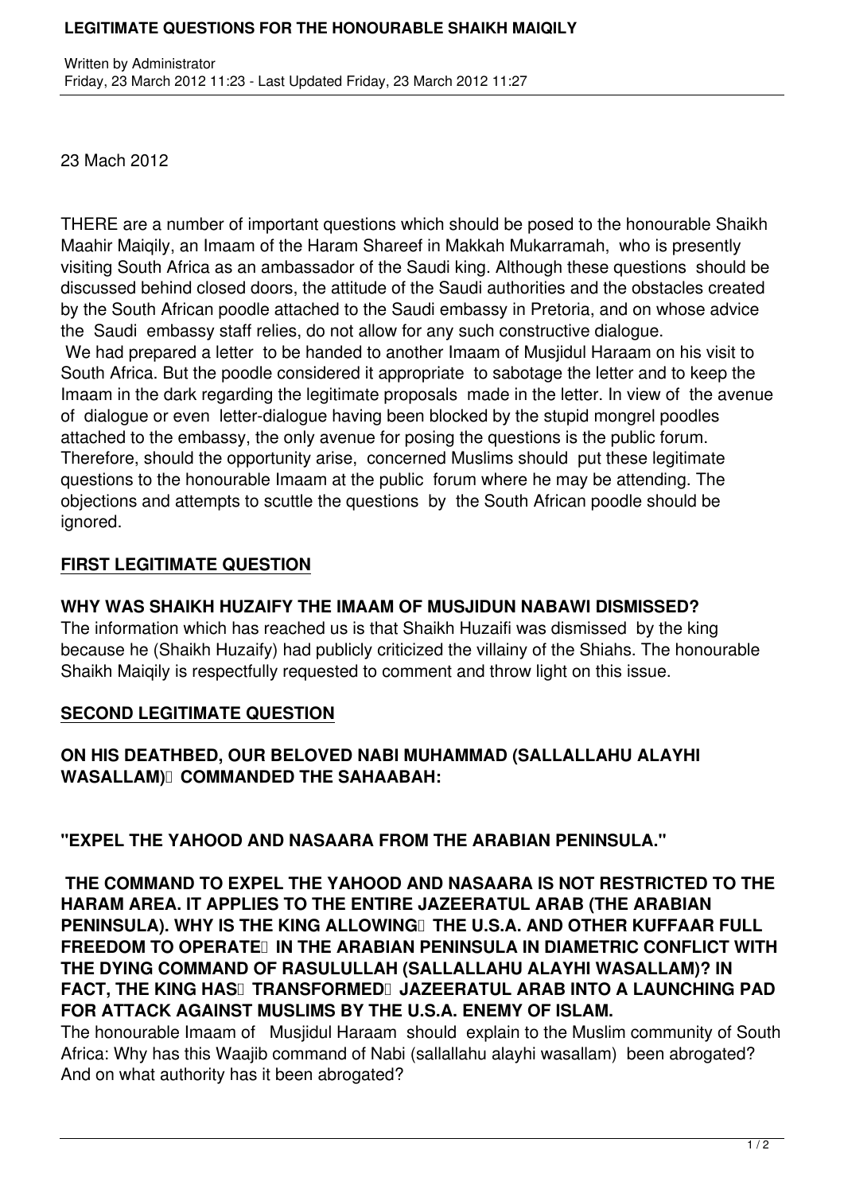23 Mach 2012

THERE are a number of important questions which should be posed to the honourable Shaikh Maahir Maiqily, an Imaam of the Haram Shareef in Makkah Mukarramah, who is presently visiting South Africa as an ambassador of the Saudi king. Although these questions should be discussed behind closed doors, the attitude of the Saudi authorities and the obstacles created by the South African poodle attached to the Saudi embassy in Pretoria, and on whose advice the Saudi embassy staff relies, do not allow for any such constructive dialogue.

We had prepared a letter to be handed to another Imaam of Musjidul Haraam on his visit to South Africa. But the poodle considered it appropriate to sabotage the letter and to keep the Imaam in the dark regarding the legitimate proposals made in the letter. In view of the avenue of dialogue or even letter-dialogue having been blocked by the stupid mongrel poodles attached to the embassy, the only avenue for posing the questions is the public forum. Therefore, should the opportunity arise, concerned Muslims should put these legitimate questions to the honourable Imaam at the public forum where he may be attending. The objections and attempts to scuttle the questions by the South African poodle should be ignored.

## FIRST LEGITIMATE QUESTION

**WHY WAS SHAIKH HUZAIFY THE IMAAM OF MUSJIDUN NABAWI DISMISSED?**

The information which has reached us is that Shaikh Huzaifi was dismissed by the king because he (Shaikh Huzaify) had publicly criticized the villainy of the Shiahs. The honourable Shaikh Maiqily is respectfully requested to comment and throw light on this issue.

## SECOND LEGITIMATE QUESTION

**ON HIS DEATHBED, OUR BELOVED NABI MUHAMMAD (SALLALLAHU ALAYHI WASALLAM) COMMANDED THE SAHAABAH:**

**"EXPEL THE YAHOOD AND NASAARA FROM THE ARABIAN PENINSULA."**

**THE COMMAND TO EXPEL THE YAHOOD AND NASAARA IS NOT RESTRICTED TO THE HARAM AREA. IT APPLIES TO THE ENTIRE JAZEERATUL ARAB (THE ARABIAN PENINSULA). WHY IS THE KING ALLOWING THE U.S.A. AND OTHER KUFFAAR FULL FREEDOM TO OPERATE IN THE ARABIAN PENINSULA IN DIAMETRIC CONFLICT WITH THE DYING COMMAND OF RASULULLAH (SALLALLAHU ALAYHI WASALLAM)? IN FACT, THE KING HAS TRANSFORMED JAZEERATUL ARAB INTO A LAUNCHING PAD FOR ATTACK AGAINST MUSLIMS BY THE U.S.A. ENEMY OF ISLAM.**

The honourable Imaam of Musjidul Haraam should explain to the Muslim community of South Africa: Why has this Waajib command of Nabi (sallallahu alayhi wasallam) been abrogated? And on what authority has it been abrogated?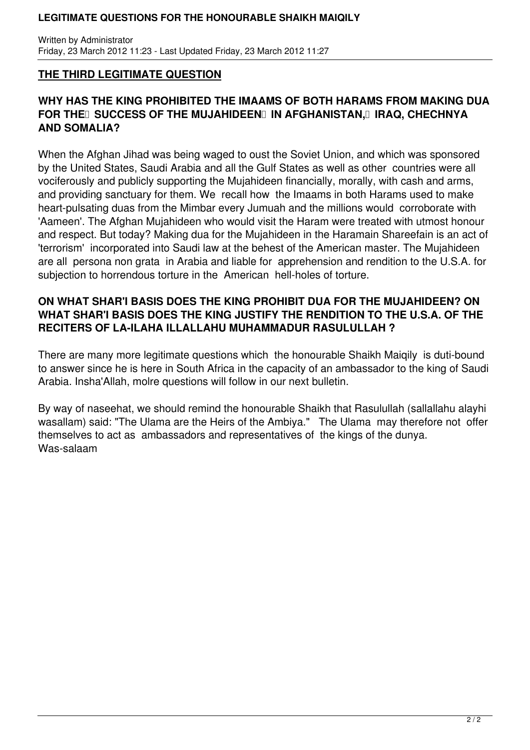## THE THIRD LEGITIMATE QUESTION

### WHY HAS THE KING PROHIBITED THE IMAAMS OF BOTH HARAMS FROM MAKING DUA FOR THE SUCCESS OF THE MUJAHIDEEN IN AFGHANISTAN, IRAQ, CHECHNYA AND SOMALIA?

When the Afghan Jihad was being waged to oust the Soviet Union, and which was sponsored by the United States, Saudi Arabia and all the Gulf States as well as other countries were all vociferously and publicly supporting the Mujahideen financially, morally, with cash and arms, and providing sanctuary for them. We recall how the Imaams in both Harams used to make heart-pulsating duas from the Mimbar every Jumuah and the millions would corroborate with 'Aameen'. The Afghan Mujahideen who would visit the Haram were treated with utmost honour and respect. But today? Making dua for the Mujahideen in the Haramain Shareefain is an act of 'terrorism' incorporated into Saudi law at the behest of the American master. The Mujahideen are all persona non grata in Arabia and liable for apprehension and rendition to the U.S.A. for subjection to horrendous torture in the American hell-holes of torture.

**ON WHAT SHAR'I BASIS DOES THE KING PROHIBIT DUA FOR THE MUJAHIDEEN? ON WHAT SHAR'I BASIS DOES THE KING JUSTIFY THE RENDITION TO THE U.S.A. OF THE RECITERS OF LA-ILAHA ILLALLAHU MUHAMMADUR RASULULLAH ?**

There are many more legitimate questions which the honourable Shaikh Maiqily is duti-bound to answer since he is here in South Africa in the capacity of an ambassador to the king of Saudi Arabia. Insha'Allah, molre questions will follow in our next bulletin.

By way of naseehat, we should remind the honourable Shaikh that Rasulullah (sallallahu alayhi wasallam) said: "The Ulama are the Heirs of the Ambiya." The Ulama may therefore not offer themselves to act as ambassadors and representatives of the kings of the dunya.
Was-salaam